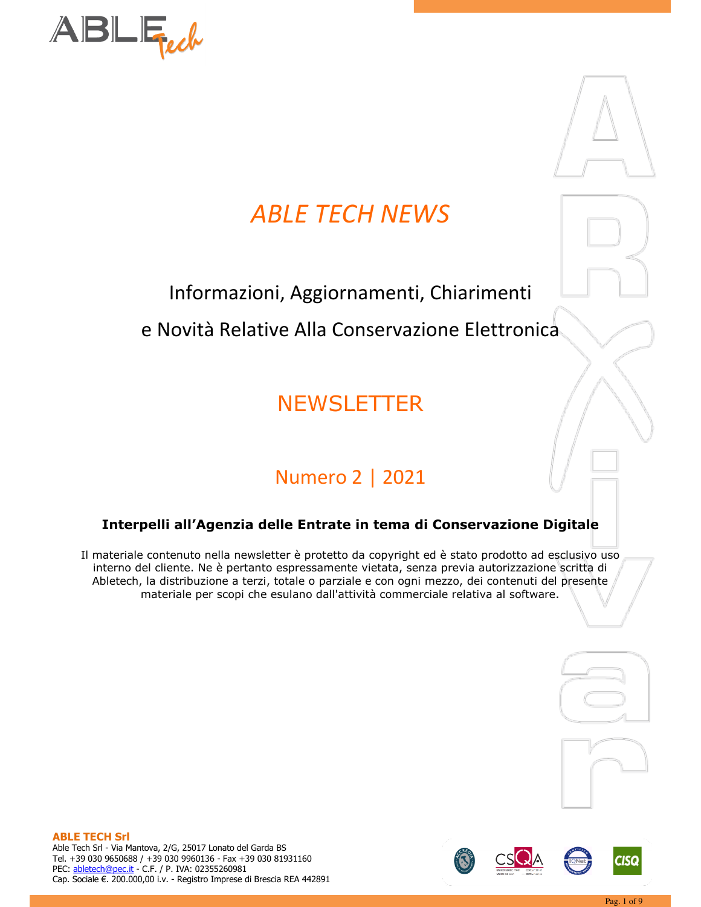# *ABLE TECH NEWS*

## Informazioni, Aggiornamenti, Chiarimenti

## e Novità Relative Alla Conservazione Elettronica

# NEWSLETTER

## Numero 2 | 2021

**Interpelli all'Agenzia delle Entrate in tema di Conservazione Digitale**

Il materiale contenuto nella newsletter è protetto da copyright ed è stato prodotto ad esclusivo uso interno del cliente. Ne è pertanto espressamente vietata, senza previa autorizzazione scritta di Abletech, la distribuzione a terzi, totale o parziale e con ogni mezzo, dei contenuti del presente materiale per scopi che esulano dall'attività commerciale relativa al software.

**ABLE TECH Srl**
Able Tech Srl - Via Mantova, 2/G, 25017 Lonato del Garda BS
Tel. +39 030 9650688 / +39 030 9960136 - Fax +39 030 81931160
PEC: abletech@pec.it - C.F. / P. IVA: 02355260981
Cap. Sociale €. 200.000,00 i.v. - Registro Imprese di Brescia REA 442891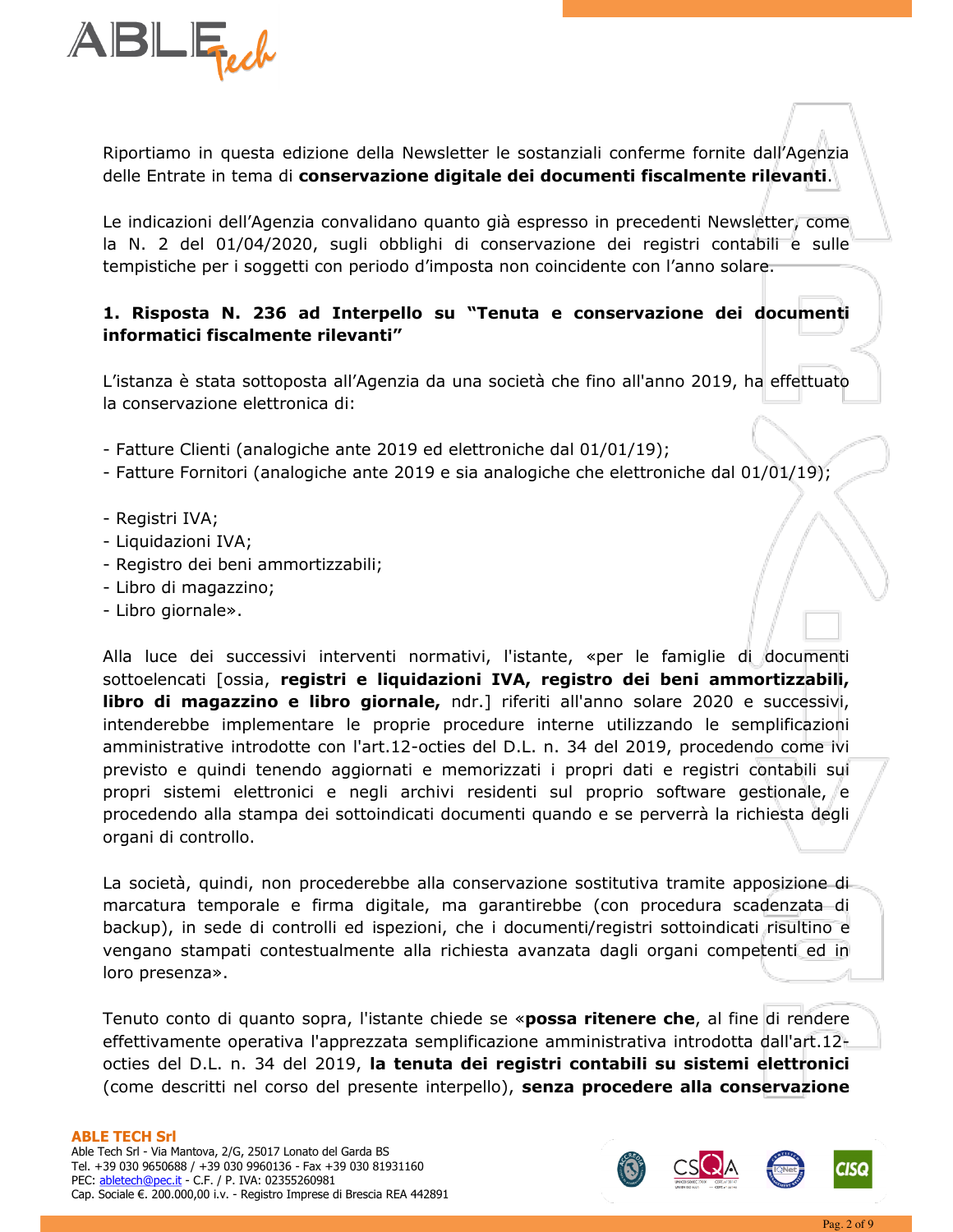Riportiamo in questa edizione della Newsletter le sostanziali conferme fornite dall'Agenzia delle Entrate in tema di **conservazione digitale dei documenti fiscalmente rilevanti**.

Le indicazioni dell'Agenzia convalidano quanto già espresso in precedenti Newsletter, come la N. 2 del 01/04/2020, sugli obblighi di conservazione dei registri contabili e sulle tempistiche per i soggetti con periodo d'imposta non coincidente con l'anno solare.

**1. Risposta N. 236 ad Interpello su "Tenuta e conservazione dei documenti informatici fiscalmente rilevanti"**

L'istanza è stata sottoposta all'Agenzia da una società che fino all'anno 2019, ha effettuato la conservazione elettronica di:

- Fatture Clienti (analogiche ante 2019 ed elettroniche dal 01/01/19);
- Fatture Fornitori (analogiche ante 2019 e sia analogiche che elettroniche dal 01/01/19);

- Registri IVA;
- Liquidazioni IVA;
- Registro dei beni ammortizzabili;
- Libro di magazzino;
- Libro giornale».

Alla luce dei successivi interventi normativi, l'istante, «per le famiglie di documenti sottoelencati [ossia, **registri e liquidazioni IVA, registro dei beni ammortizzabili, libro di magazzino e libro giornale,** ndr.] riferiti all'anno solare 2020 e successivi, intenderebbe implementare le proprie procedure interne utilizzando le semplificazioni amministrative introdotte con l'art.12-octies del D.L. n. 34 del 2019, procedendo come ivi previsto e quindi tenendo aggiornati e memorizzati i propri dati e registri contabili sui propri sistemi elettronici e negli archivi residenti sul proprio software gestionale, e procedendo alla stampa dei sottoindicati documenti quando e se perverrà la richiesta degli organi di controllo.

La società, quindi, non procederebbe alla conservazione sostitutiva tramite apposizione di marcatura temporale e firma digitale, ma garantirebbe (con procedura scadenzata di backup), in sede di controlli ed ispezioni, che i documenti/registri sottoindicati risultino e vengano stampati contestualmente alla richiesta avanzata dagli organi competenti ed in loro presenza».

Tenuto conto di quanto sopra, l'istante chiede se «**possa ritenere che**, al fine di rendere effettivamente operativa l'apprezzata semplificazione amministrativa introdotta dall'art.12-octies del D.L. n. 34 del 2019, **la tenuta dei registri contabili su sistemi elettronici** (come descritti nel corso del presente interpello), **senza procedere alla conservazione**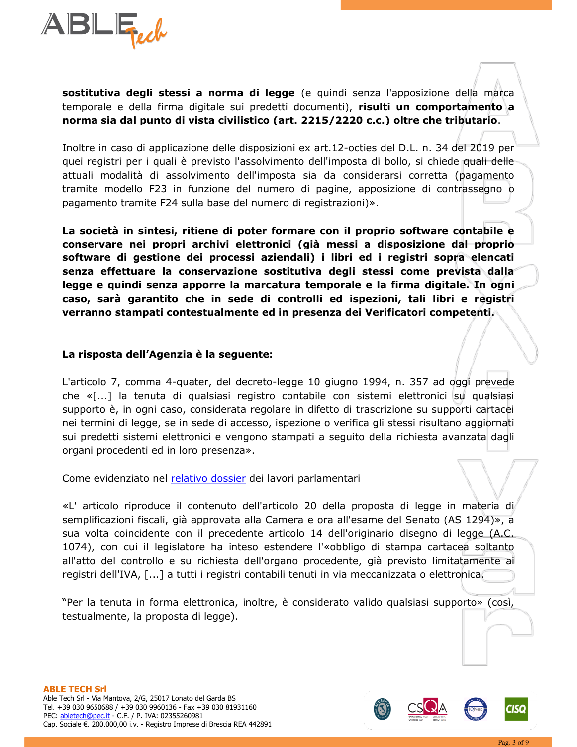**sostitutiva degli stessi a norma di legge** (e quindi senza l'apposizione della marca temporale e della firma digitale sui predetti documenti), **risulti un comportamento a norma sia dal punto di vista civilistico (art. 2215/2220 c.c.) oltre che tributario**.

Inoltre in caso di applicazione delle disposizioni ex art.12-octies del D.L. n. 34 del 2019 per quei registri per i quali è previsto l'assolvimento dell'imposta di bollo, si chiede quali delle attuali modalità di assolvimento dell'imposta sia da considerarsi corretta (pagamento tramite modello F23 in funzione del numero di pagine, apposizione di contrassegno o pagamento tramite F24 sulla base del numero di registrazioni)».

**La società in sintesi, ritiene di poter formare con il proprio software contabile e conservare nei propri archivi elettronici (già messi a disposizione dal proprio software di gestione dei processi aziendali) i libri ed i registri sopra elencati senza effettuare la conservazione sostitutiva degli stessi come prevista dalla legge e quindi senza apporre la marcatura temporale e la firma digitale. In ogni caso, sarà garantito che in sede di controlli ed ispezioni, tali libri e registri verranno stampati contestualmente ed in presenza dei Verificatori competenti.**

**La risposta dell'Agenzia è la seguente:**

L'articolo 7, comma 4-quater, del decreto-legge 10 giugno 1994, n. 357 ad oggi prevede che «[...] la tenuta di qualsiasi registro contabile con sistemi elettronici su qualsiasi supporto è, in ogni caso, considerata regolare in difetto di trascrizione su supporti cartacei nei termini di legge, se in sede di accesso, ispezione o verifica gli stessi risultano aggiornati sui predetti sistemi elettronici e vengono stampati a seguito della richiesta avanzata dagli organi procedenti ed in loro presenza».

Come evidenziato nel relativo dossier dei lavori parlamentari

«L' articolo riproduce il contenuto dell'articolo 20 della proposta di legge in materia di semplificazioni fiscali, già approvata alla Camera e ora all'esame del Senato (AS 1294)», a sua volta coincidente con il precedente articolo 14 dell'originario disegno di legge (A.C. 1074), con cui il legislatore ha inteso estendere l'«obbligo di stampa cartacea soltanto all'atto del controllo e su richiesta dell'organo procedente, già previsto limitatamente ai registri dell'IVA, [...] a tutti i registri contabili tenuti in via meccanizzata o elettronica.

"Per la tenuta in forma elettronica, inoltre, è considerato valido qualsiasi supporto» (così, testualmente, la proposta di legge).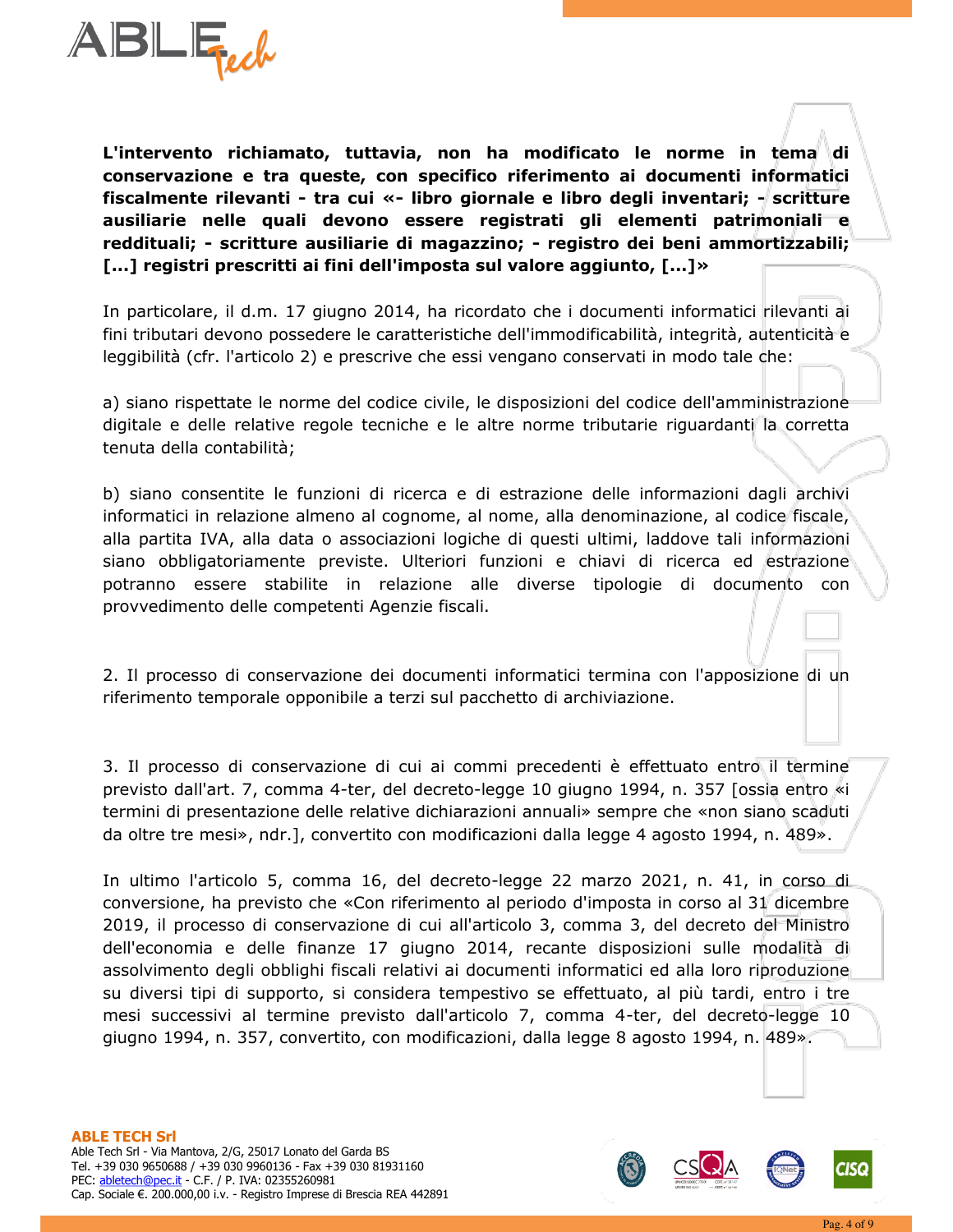**L'intervento richiamato, tuttavia, non ha modificato le norme in tema di conservazione e tra queste, con specifico riferimento ai documenti informatici fiscalmente rilevanti - tra cui «- libro giornale e libro degli inventari; - scritture ausiliarie nelle quali devono essere registrati gli elementi patrimoniali e reddituali; - scritture ausiliarie di magazzino; - registro dei beni ammortizzabili; [...] registri prescritti ai fini dell'imposta sul valore aggiunto, [...]»**

In particolare, il d.m. 17 giugno 2014, ha ricordato che i documenti informatici rilevanti ai fini tributari devono possedere le caratteristiche dell'immodificabilità, integrità, autenticità e leggibilità (cfr. l'articolo 2) e prescrive che essi vengano conservati in modo tale che:

a) siano rispettate le norme del codice civile, le disposizioni del codice dell'amministrazione digitale e delle relative regole tecniche e le altre norme tributarie riguardanti la corretta tenuta della contabilità;

b) siano consentite le funzioni di ricerca e di estrazione delle informazioni dagli archivi informatici in relazione almeno al cognome, al nome, alla denominazione, al codice fiscale, alla partita IVA, alla data o associazioni logiche di questi ultimi, laddove tali informazioni siano obbligatoriamente previste. Ulteriori funzioni e chiavi di ricerca ed estrazione potranno essere stabilite in relazione alle diverse tipologie di documento con provvedimento delle competenti Agenzie fiscali.

2. Il processo di conservazione dei documenti informatici termina con l'apposizione di un riferimento temporale opponibile a terzi sul pacchetto di archiviazione.

3. Il processo di conservazione di cui ai commi precedenti è effettuato entro il termine previsto dall'art. 7, comma 4-ter, del decreto-legge 10 giugno 1994, n. 357 [ossia entro «i termini di presentazione delle relative dichiarazioni annuali» sempre che «non siano scaduti da oltre tre mesi», ndr.], convertito con modificazioni dalla legge 4 agosto 1994, n. 489».

In ultimo l'articolo 5, comma 16, del decreto-legge 22 marzo 2021, n. 41, in corso di conversione, ha previsto che «Con riferimento al periodo d'imposta in corso al 31 dicembre 2019, il processo di conservazione di cui all'articolo 3, comma 3, del decreto del Ministro dell'economia e delle finanze 17 giugno 2014, recante disposizioni sulle modalità di assolvimento degli obblighi fiscali relativi ai documenti informatici ed alla loro riproduzione su diversi tipi di supporto, si considera tempestivo se effettuato, al più tardi, entro i tre mesi successivi al termine previsto dall'articolo 7, comma 4-ter, del decreto-legge 10 giugno 1994, n. 357, convertito, con modificazioni, dalla legge 8 agosto 1994, n. 489».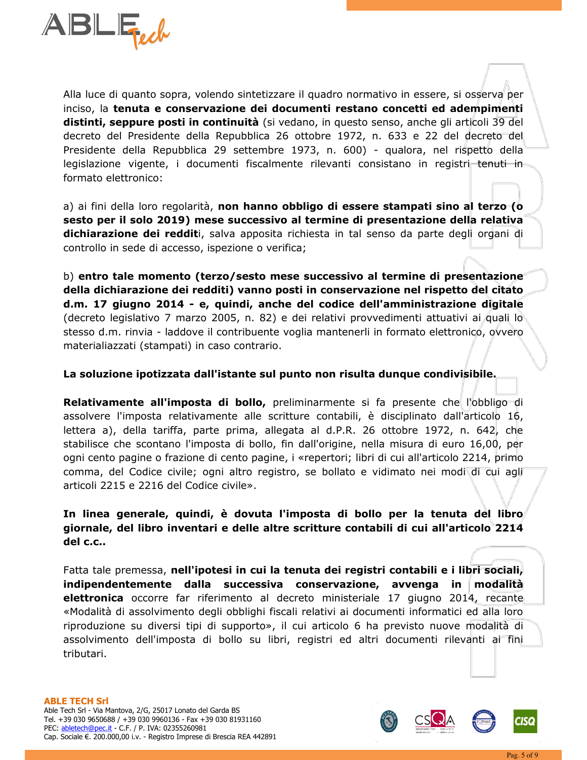Alla luce di quanto sopra, volendo sintetizzare il quadro normativo in essere, si osserva per inciso, la **tenuta e conservazione dei documenti restano concetti ed adempimenti distinti, seppure posti in continuità** (si vedano, in questo senso, anche gli articoli 39 del decreto del Presidente della Repubblica 26 ottobre 1972, n. 633 e 22 del decreto del Presidente della Repubblica 29 settembre 1973, n. 600) - qualora, nel rispetto della legislazione vigente, i documenti fiscalmente rilevanti consistano in registri tenuti in formato elettronico:

a) ai fini della loro regolarità, **non hanno obbligo di essere stampati sino al terzo (o sesto per il solo 2019) mese successivo al termine di presentazione della relativa dichiarazione dei reddit**i, salva apposita richiesta in tal senso da parte degli organi di controllo in sede di accesso, ispezione o verifica;

b) **entro tale momento (terzo/sesto mese successivo al termine di presentazione della dichiarazione dei redditi) vanno posti in conservazione nel rispetto del citato d.m. 17 giugno 2014 - e, quindi, anche del codice dell'amministrazione digitale** (decreto legislativo 7 marzo 2005, n. 82) e dei relativi provvedimenti attuativi ai quali lo stesso d.m. rinvia - laddove il contribuente voglia mantenerli in formato elettronico, ovvero materializzati (stampati) in caso contrario.

**La soluzione ipotizzata dall'istante sul punto non risulta dunque condivisibile.**

**Relativamente all'imposta di bollo,** preliminarmente si fa presente che l'obbligo di assolvere l'imposta relativamente alle scritture contabili, è disciplinato dall'articolo 16, lettera a), della tariffa, parte prima, allegata al d.P.R. 26 ottobre 1972, n. 642, che stabilisce che scontano l'imposta di bollo, fin dall'origine, nella misura di euro 16,00, per ogni cento pagine o frazione di cento pagine, i «repertori; libri di cui all'articolo 2214, primo comma, del Codice civile; ogni altro registro, se bollato e vidimato nei modi di cui agli articoli 2215 e 2216 del Codice civile».

**In linea generale, quindi, è dovuta l'imposta di bollo per la tenuta del libro giornale, del libro inventari e delle altre scritture contabili di cui all'articolo 2214 del c.c..**

Fatta tale premessa, **nell'ipotesi in cui la tenuta dei registri contabili e i libri sociali, indipendentemente dalla successiva conservazione, avvenga in modalità elettronica** occorre far riferimento al decreto ministeriale 17 giugno 2014, recante «Modalità di assolvimento degli obblighi fiscali relativi ai documenti informatici ed alla loro riproduzione su diversi tipi di supporto», il cui articolo 6 ha previsto nuove modalità di assolvimento dell'imposta di bollo su libri, registri ed altri documenti rilevanti ai fini tributari.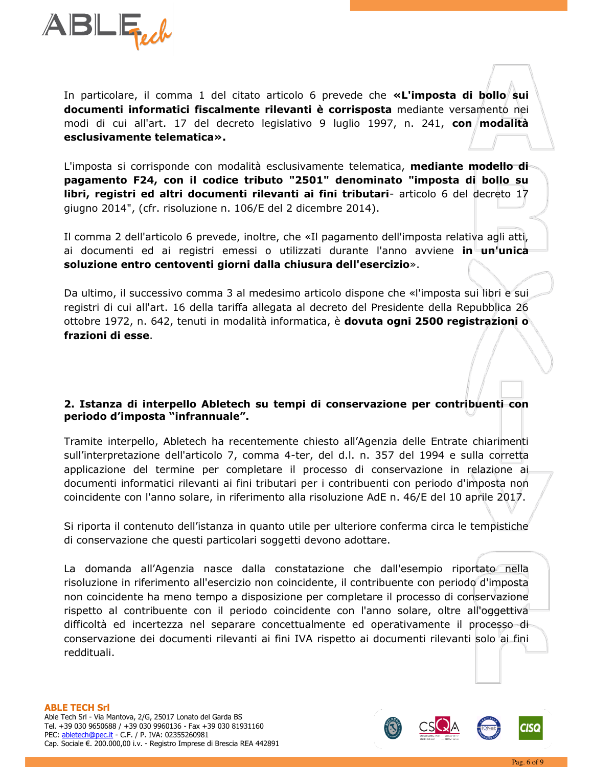In particolare, il comma 1 del citato articolo 6 prevede che **«L'imposta di bollo sui documenti informatici fiscalmente rilevanti è corrisposta** mediante versamento nei modi di cui all'art. 17 del decreto legislativo 9 luglio 1997, n. 241, **con modalità esclusivamente telematica».**

L'imposta si corrisponde con modalità esclusivamente telematica, **mediante modello di pagamento F24, con il codice tributo "2501" denominato "imposta di bollo su libri, registri ed altri documenti rilevanti ai fini tributari**- articolo 6 del decreto 17 giugno 2014", (cfr. risoluzione n. 106/E del 2 dicembre 2014).

Il comma 2 dell'articolo 6 prevede, inoltre, che «Il pagamento dell'imposta relativa agli atti, ai documenti ed ai registri emessi o utilizzati durante l'anno avviene **in un'unica soluzione entro centoventi giorni dalla chiusura dell'esercizio**».

Da ultimo, il successivo comma 3 al medesimo articolo dispone che «l'imposta sui libri e sui registri di cui all'art. 16 della tariffa allegata al decreto del Presidente della Repubblica 26 ottobre 1972, n. 642, tenuti in modalità informatica, è **dovuta ogni 2500 registrazioni o frazioni di esse**.

## 2. Istanza di interpello Abletech su tempi di conservazione per contribuenti con periodo d'imposta "infrannuale".

Tramite interpello, Abletech ha recentemente chiesto all'Agenzia delle Entrate chiarimenti sull'interpretazione dell'articolo 7, comma 4-ter, del d.l. n. 357 del 1994 e sulla corretta applicazione del termine per completare il processo di conservazione in relazione ai documenti informatici rilevanti ai fini tributari per i contribuenti con periodo d'imposta non coincidente con l'anno solare, in riferimento alla risoluzione AdE n. 46/E del 10 aprile 2017.

Si riporta il contenuto dell'istanza in quanto utile per ulteriore conferma circa le tempistiche di conservazione che questi particolari soggetti devono adottare.

La domanda all'Agenzia nasce dalla constatazione che dall'esempio riportato nella risoluzione in riferimento all'esercizio non coincidente, il contribuente con periodo d'imposta non coincidente ha meno tempo a disposizione per completare il processo di conservazione rispetto al contribuente con il periodo coincidente con l'anno solare, oltre all'oggettiva difficoltà ed incertezza nel separare concettualmente ed operativamente il processo di conservazione dei documenti rilevanti ai fini IVA rispetto ai documenti rilevanti solo ai fini reddituali.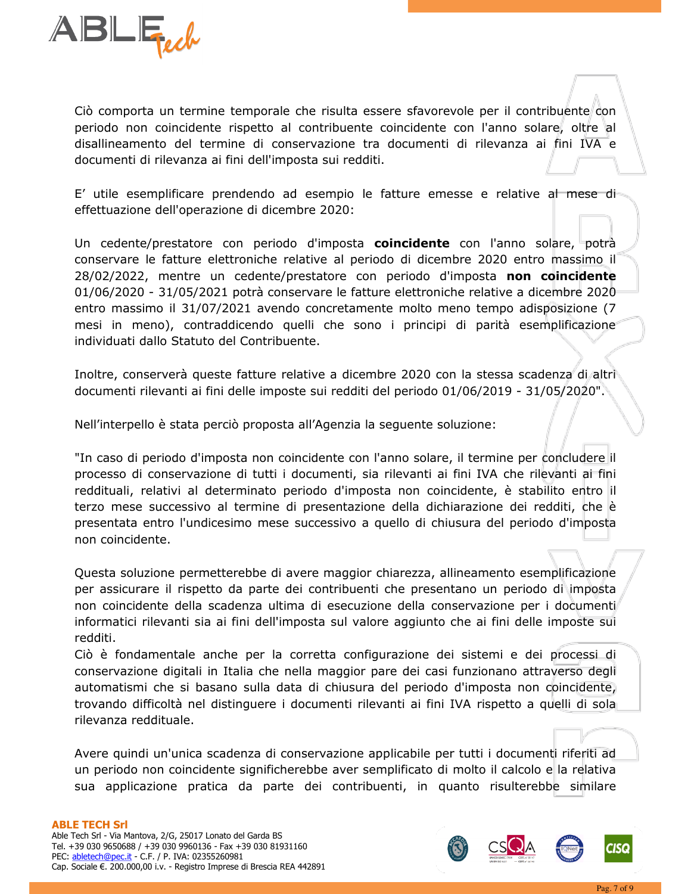Ciò comporta un termine temporale che risulta essere sfavorevole per il contribuente con periodo non coincidente rispetto al contribuente coincidente con l'anno solare, oltre al disallineamento del termine di conservazione tra documenti di rilevanza ai fini IVA e documenti di rilevanza ai fini dell'imposta sui redditi.

E' utile esemplificare prendendo ad esempio le fatture emesse e relative al mese di effettuazione dell'operazione di dicembre 2020:

Un cedente/prestatore con periodo d'imposta **coincidente** con l'anno solare, potrà conservare le fatture elettroniche relative al periodo di dicembre 2020 entro massimo il 28/02/2022, mentre un cedente/prestatore con periodo d'imposta **non coincidente** 01/06/2020 - 31/05/2021 potrà conservare le fatture elettroniche relative a dicembre 2020 entro massimo il 31/07/2021 avendo concretamente molto meno tempo adisposizione (7 mesi in meno), contraddicendo quelli che sono i principi di parità esemplificazione individuati dallo Statuto del Contribuente.

Inoltre, conserverà queste fatture relative a dicembre 2020 con la stessa scadenza di altri documenti rilevanti ai fini delle imposte sui redditi del periodo 01/06/2019 - 31/05/2020".

Nell'interpello è stata perciò proposta all'Agenzia la seguente soluzione:

"In caso di periodo d'imposta non coincidente con l'anno solare, il termine per concludere il processo di conservazione di tutti i documenti, sia rilevanti ai fini IVA che rilevanti ai fini reddituali, relativi al determinato periodo d'imposta non coincidente, è stabilito entro il terzo mese successivo al termine di presentazione della dichiarazione dei redditi, che è presentata entro l'undicesimo mese successivo a quello di chiusura del periodo d'imposta non coincidente.

Questa soluzione permetterebbe di avere maggior chiarezza, allineamento esemplificazione per assicurare il rispetto da parte dei contribuenti che presentano un periodo di imposta non coincidente della scadenza ultima di esecuzione della conservazione per i documenti informatici rilevanti sia ai fini dell'imposta sul valore aggiunto che ai fini delle imposte sui redditi.
Ciò è fondamentale anche per la corretta configurazione dei sistemi e dei processi di conservazione digitali in Italia che nella maggior pare dei casi funzionano attraverso degli automatismi che si basano sulla data di chiusura del periodo d'imposta non coincidente, trovando difficoltà nel distinguere i documenti rilevanti ai fini IVA rispetto a quelli di sola rilevanza reddituale.

Avere quindi un'unica scadenza di conservazione applicabile per tutti i documenti riferiti ad un periodo non coincidente significherebbe aver semplificato di molto il calcolo e la relativa sua applicazione pratica da parte dei contribuenti, in quanto risulterebbe similare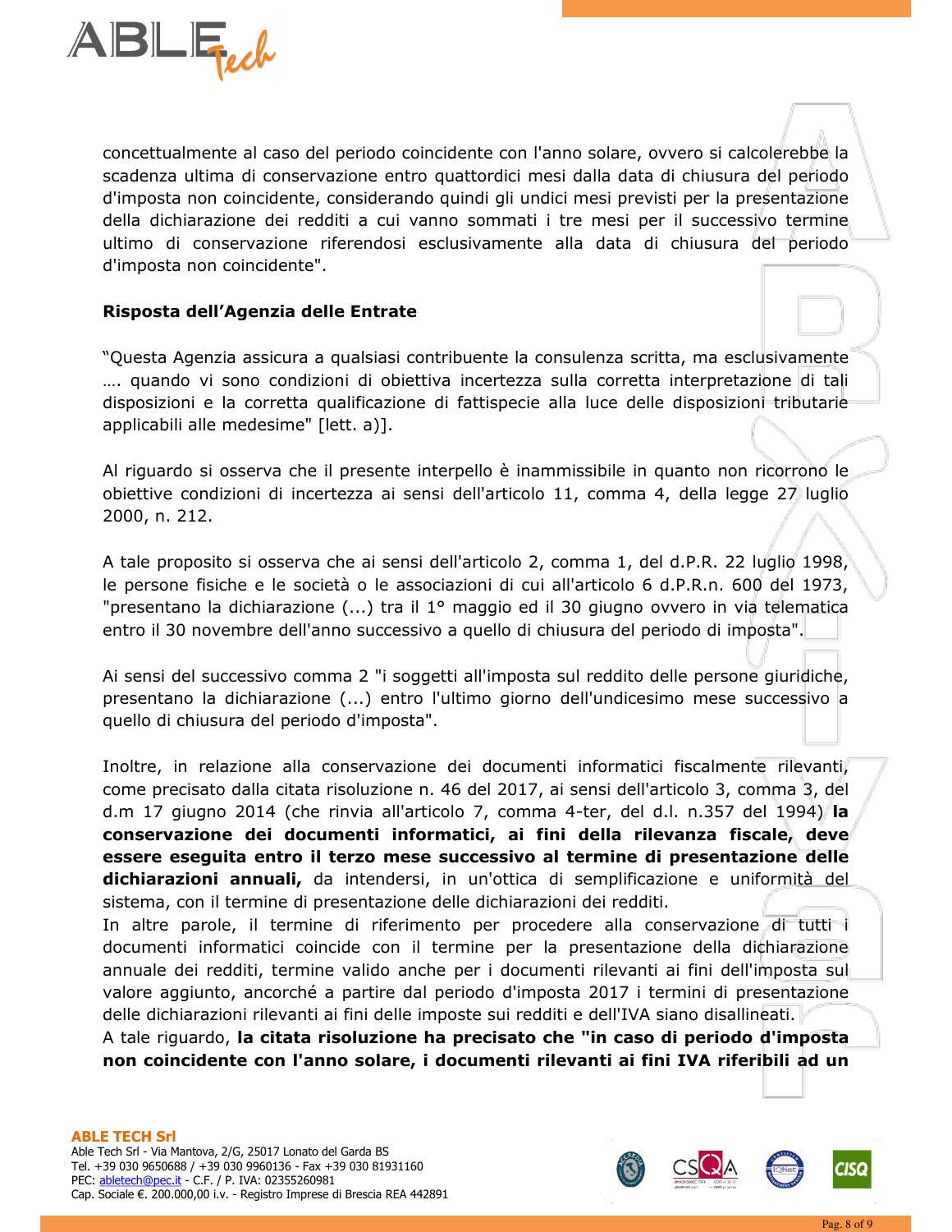concettualmente al caso del periodo coincidente con l'anno solare, ovvero si calcolerebbe la scadenza ultima di conservazione entro quattordici mesi dalla data di chiusura del periodo d'imposta non coincidente, considerando quindi gli undici mesi previsti per la presentazione della dichiarazione dei redditi a cui vanno sommati i tre mesi per il successivo termine ultimo di conservazione riferendosi esclusivamente alla data di chiusura del periodo d'imposta non coincidente".

**Risposta dell'Agenzia delle Entrate**

"Questa Agenzia assicura a qualsiasi contribuente la consulenza scritta, ma esclusivamente …. quando vi sono condizioni di obiettiva incertezza sulla corretta interpretazione di tali disposizioni e la corretta qualificazione di fattispecie alla luce delle disposizioni tributarie applicabili alle medesime" [lett. a)].

Al riguardo si osserva che il presente interpello è inammissibile in quanto non ricorrono le obiettive condizioni di incertezza ai sensi dell'articolo 11, comma 4, della legge 27 luglio 2000, n. 212.

A tale proposito si osserva che ai sensi dell'articolo 2, comma 1, del d.P.R. 22 luglio 1998, le persone fisiche e le società o le associazioni di cui all'articolo 6 d.P.R.n. 600 del 1973, "presentano la dichiarazione (...) tra il 1° maggio ed il 30 giugno ovvero in via telematica entro il 30 novembre dell'anno successivo a quello di chiusura del periodo di imposta".

Ai sensi del successivo comma 2 "i soggetti all'imposta sul reddito delle persone giuridiche, presentano la dichiarazione (...) entro l'ultimo giorno dell'undicesimo mese successivo a quello di chiusura del periodo d'imposta".

Inoltre, in relazione alla conservazione dei documenti informatici fiscalmente rilevanti, come precisato dalla citata risoluzione n. 46 del 2017, ai sensi dell'articolo 3, comma 3, del d.m 17 giugno 2014 (che rinvia all'articolo 7, comma 4-ter, del d.l. n.357 del 1994) **la conservazione dei documenti informatici, ai fini della rilevanza fiscale, deve essere eseguita entro il terzo mese successivo al termine di presentazione delle dichiarazioni annuali,** da intendersi, in un'ottica di semplificazione e uniformità del sistema, con il termine di presentazione delle dichiarazioni dei redditi.
In altre parole, il termine di riferimento per procedere alla conservazione di tutti i documenti informatici coincide con il termine per la presentazione della dichiarazione annuale dei redditi, termine valido anche per i documenti rilevanti ai fini dell'imposta sul valore aggiunto, ancorché a partire dal periodo d'imposta 2017 i termini di presentazione delle dichiarazioni rilevanti ai fini delle imposte sui redditi e dell'IVA siano disallineati.
A tale riguardo, **la citata risoluzione ha precisato che "in caso di periodo d'imposta non coincidente con l'anno solare, i documenti rilevanti ai fini IVA riferibili ad un**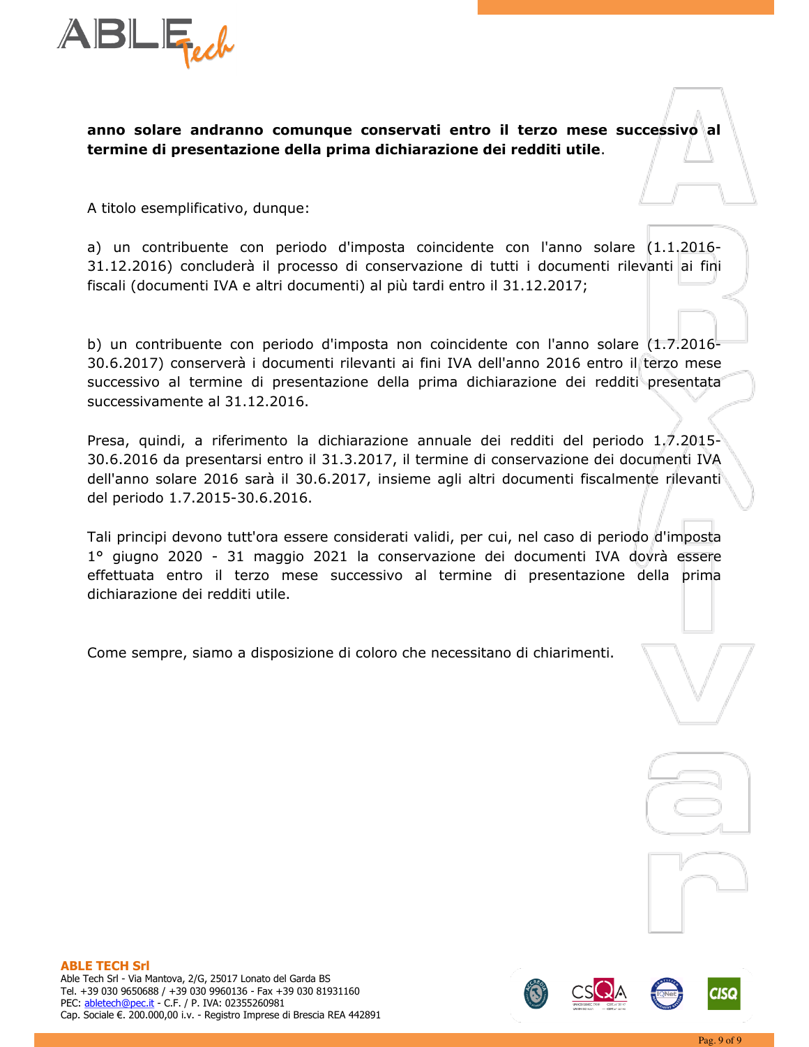**anno solare andranno comunque conservati entro il terzo mese successivo al termine di presentazione della prima dichiarazione dei redditi utile**.

A titolo esemplificativo, dunque:

a) un contribuente con periodo d'imposta coincidente con l'anno solare (1.1.2016-31.12.2016) concluderà il processo di conservazione di tutti i documenti rilevanti ai fini fiscali (documenti IVA e altri documenti) al più tardi entro il 31.12.2017;

b) un contribuente con periodo d'imposta non coincidente con l'anno solare (1.7.2016-30.6.2017) conserverà i documenti rilevanti ai fini IVA dell'anno 2016 entro il terzo mese successivo al termine di presentazione della prima dichiarazione dei redditi presentata successivamente al 31.12.2016.

Presa, quindi, a riferimento la dichiarazione annuale dei redditi del periodo 1.7.2015-30.6.2016 da presentarsi entro il 31.3.2017, il termine di conservazione dei documenti IVA dell'anno solare 2016 sarà il 30.6.2017, insieme agli altri documenti fiscalmente rilevanti del periodo 1.7.2015-30.6.2016.

Tali principi devono tutt'ora essere considerati validi, per cui, nel caso di periodo d'imposta 1° giugno 2020 - 31 maggio 2021 la conservazione dei documenti IVA dovrà essere effettuata entro il terzo mese successivo al termine di presentazione della prima dichiarazione dei redditi utile.

Come sempre, siamo a disposizione di coloro che necessitano di chiarimenti.